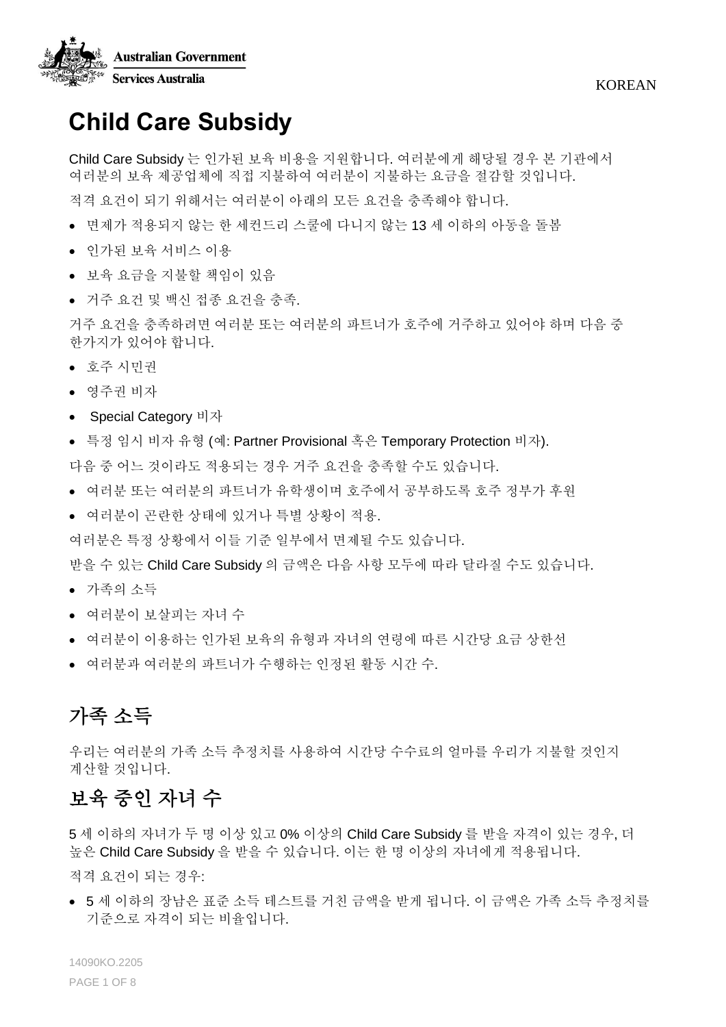KOREAN

# Child Care Subsidy

Child Care Subsidy 는 인가된 보육 비용을 지원합니다. 여러분에게 해당될 경우 본 기관에서 여러분의 보육 제공업체에 직접 지불하여 여러분이 지불하는 요금을 절감할 것입니다.

적격 요건이 되기 위해서는 여러분이 아래의 모든 요건을 충족해야 합니다.

- 면제가 적용되지 않는 한 세컨드리 스쿨에 다니지 않는 13 세 이하의 아동을 돌봄
- 인가된 보육 서비스 이용
- 보육 요금을 지불할 책임이 있음
- 거주 요건 및 백신 접종 요건을 충족.

거주 요건을 충족하려면 여러분 또는 여러분의 파트너가 호주에 거주하고 있어야 하며 다음 중 한가지가 있어야 합니다.

- 호주 시민권
- 영주권 비자
- Special Category 비자
- 특정 임시 비자 유형 (예: Partner Provisional 혹은 Temporary Protection 비자).

다음 중 어느 것이라도 적용되는 경우 거주 요건을 충족할 수도 있습니다.

- 여러분 또는 여러분의 파트너가 유학생이며 호주에서 공부하도록 호주 정부가 후원
- 여러분이 곤란한 상태에 있거나 특별 상황이 적용.

여러분은 특정 상황에서 이들 기준 일부에서 면제될 수도 있습니다.

받을 수 있는 Child Care Subsidy 의 금액은 다음 사항 모두에 따라 달라질 수도 있습니다.

- 가족의 소득
- 여러분이 보살피는 자녀 수
- 여러분이 이용하는 인가된 보육의 유형과 자녀의 연령에 따른 시간당 요금 상한선
- 여러분과 여러분의 파트너가 수행하는 인정된 활동 시간 수.

## 가족 소득

우리는 여러분의 가족 소득 추정치를 사용하여 시간당 수수료의 얼마를 우리가 지불할 것인지 계산할 것입니다.

## 보육 중인 자녀 수

5 세 이하의 자녀가 두 명 이상 있고 0% 이상의 Child Care Subsidy 를 받을 자격이 있는 경우, 더 높은 Child Care Subsidy 을 받을 수 있습니다. 이는 한 명 이상의 자녀에게 적용됩니다.

적격 요건이 되는 경우:

- 5 세 이하의 장남은 표준 소득 테스트를 거친 금액을 받게 됩니다. 이 금액은 가족 소득 추정치를 기준으로 자격이 되는 비율입니다.

14090KO.2205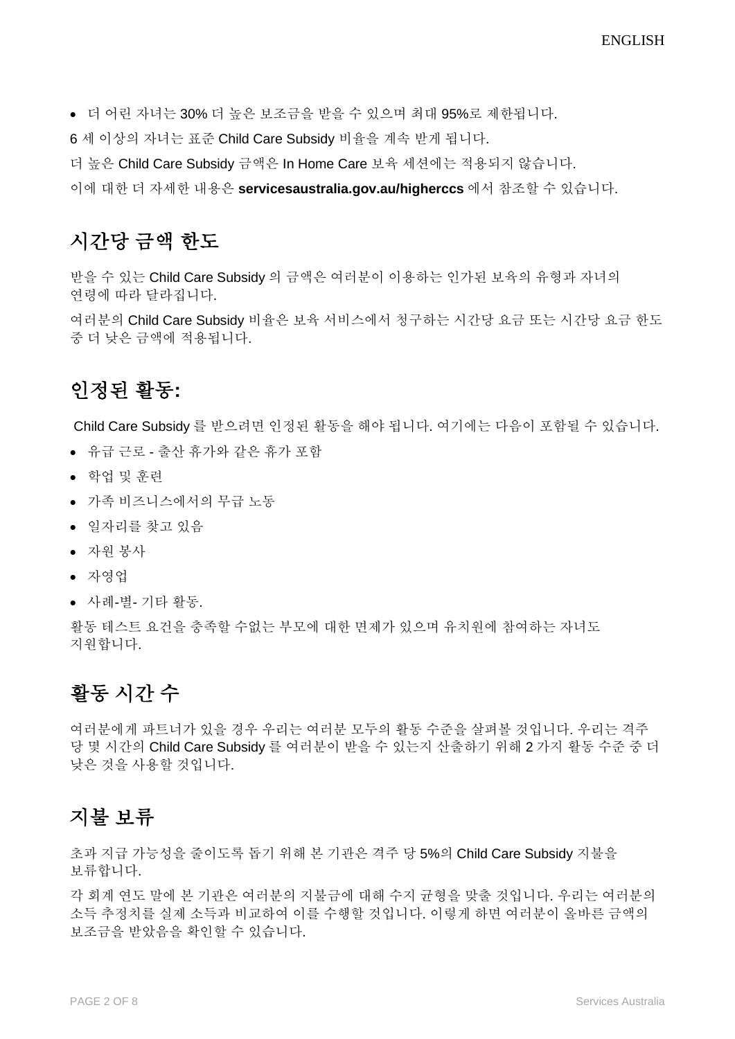- 더 어린 자녀는 30% 더 높은 보조금을 받을 수 있으며 최대 95%로 제한됩니다.

6 세 이상의 자녀는 표준 Child Care Subsidy 비율을 계속 받게 됩니다.

더 높은 Child Care Subsidy 금액은 In Home Care 보육 세션에는 적용되지 않습니다.

이에 대한 더 자세한 내용은 **servicesaustralia.gov.au/higherccs** 에서 참조할 수 있습니다.

## 시간당 금액 한도

받을 수 있는 Child Care Subsidy 의 금액은 여러분이 이용하는 인가된 보육의 유형과 자녀의 연령에 따라 달라집니다.

여러분의 Child Care Subsidy 비율은 보육 서비스에서 청구하는 시간당 요금 또는 시간당 요금 한도 중 더 낮은 금액에 적용됩니다.

## 인정된 활동:

Child Care Subsidy 를 받으려면 인정된 활동을 해야 됩니다. 여기에는 다음이 포함될 수 있습니다.

- 유급 근로 - 출산 휴가와 같은 휴가 포함
- 학업 및 훈련
- 가족 비즈니스에서의 무급 노동
- 일자리를 찾고 있음
- 자원 봉사
- 자영업
- 사례-별- 기타 활동.

활동 테스트 요건을 충족할 수없는 부모에 대한 면제가 있으며 유치원에 참여하는 자녀도 지원합니다.

## 활동 시간 수

여러분에게 파트너가 있을 경우 우리는 여러분 모두의 활동 수준을 살펴볼 것입니다. 우리는 격주 당 몇 시간의 Child Care Subsidy 를 여러분이 받을 수 있는지 산출하기 위해 2 가지 활동 수준 중 더 낮은 것을 사용할 것입니다.

## 지불 보류

초과 지급 가능성을 줄이도록 돕기 위해 본 기관은 격주 당 5%의 Child Care Subsidy 지불을 보류합니다.

각 회계 연도 말에 본 기관은 여러분의 지불금에 대해 수지 균형을 맞출 것입니다. 우리는 여러분의 소득 추정치를 실제 소득과 비교하여 이를 수행할 것입니다. 이렇게 하면 여러분이 올바른 금액의 보조금을 받았음을 확인할 수 있습니다.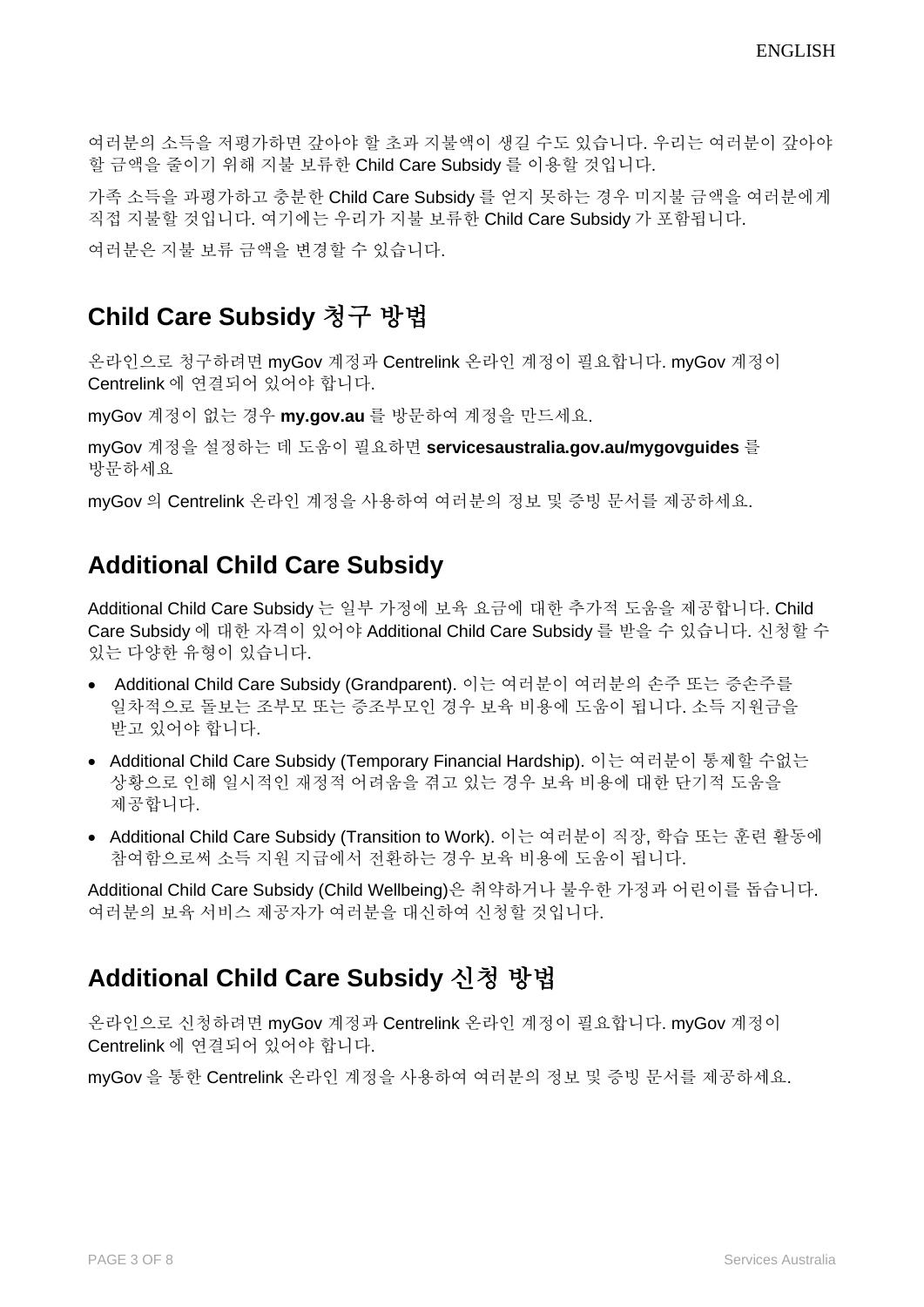여러분의 소득을 저평가하면 갚아야 할 초과 지불액이 생길 수도 있습니다. 우리는 여러분이 갚아야 할 금액을 줄이기 위해 지불 보류한 Child Care Subsidy 를 이용할 것입니다.

가족 소득을 과평가하고 충분한 Child Care Subsidy 를 얻지 못하는 경우 미지불 금액을 여러분에게 직접 지불할 것입니다. 여기에는 우리가 지불 보류한 Child Care Subsidy 가 포함됩니다.

여러분은 지불 보류 금액을 변경할 수 있습니다.

## Child Care Subsidy 청구 방법

온라인으로 청구하려면 myGov 계정과 Centrelink 온라인 계정이 필요합니다. myGov 계정이 Centrelink 에 연결되어 있어야 합니다.

myGov 계정이 없는 경우 **my.gov.au** 를 방문하여 계정을 만드세요.

myGov 계정을 설정하는 데 도움이 필요하면 **servicesaustralia.gov.au/mygovguides** 를 방문하세요

myGov 의 Centrelink 온라인 계정을 사용하여 여러분의 정보 및 증빙 문서를 제공하세요.

## Additional Child Care Subsidy

Additional Child Care Subsidy 는 일부 가정에 보육 요금에 대한 추가적 도움을 제공합니다. Child Care Subsidy 에 대한 자격이 있어야 Additional Child Care Subsidy 를 받을 수 있습니다. 신청할 수 있는 다양한 유형이 있습니다.

- Additional Child Care Subsidy (Grandparent). 이는 여러분이 여러분의 손주 또는 증손주를 일차적으로 돌보는 조부모 또는 증조부모인 경우 보육 비용에 도움이 됩니다. 소득 지원금을 받고 있어야 합니다.
- Additional Child Care Subsidy (Temporary Financial Hardship). 이는 여러분이 통제할 수없는 상황으로 인해 일시적인 재정적 어려움을 겪고 있는 경우 보육 비용에 대한 단기적 도움을 제공합니다.
- Additional Child Care Subsidy (Transition to Work). 이는 여러분이 직장, 학습 또는 훈련 활동에 참여함으로써 소득 지원 지급에서 전환하는 경우 보육 비용에 도움이 됩니다.

Additional Child Care Subsidy (Child Wellbeing)은 취약하거나 불우한 가정과 어린이를 돕습니다. 여러분의 보육 서비스 제공자가 여러분을 대신하여 신청할 것입니다.

## Additional Child Care Subsidy 신청 방법

온라인으로 신청하려면 myGov 계정과 Centrelink 온라인 계정이 필요합니다. myGov 계정이 Centrelink 에 연결되어 있어야 합니다.

myGov 을 통한 Centrelink 온라인 계정을 사용하여 여러분의 정보 및 증빙 문서를 제공하세요.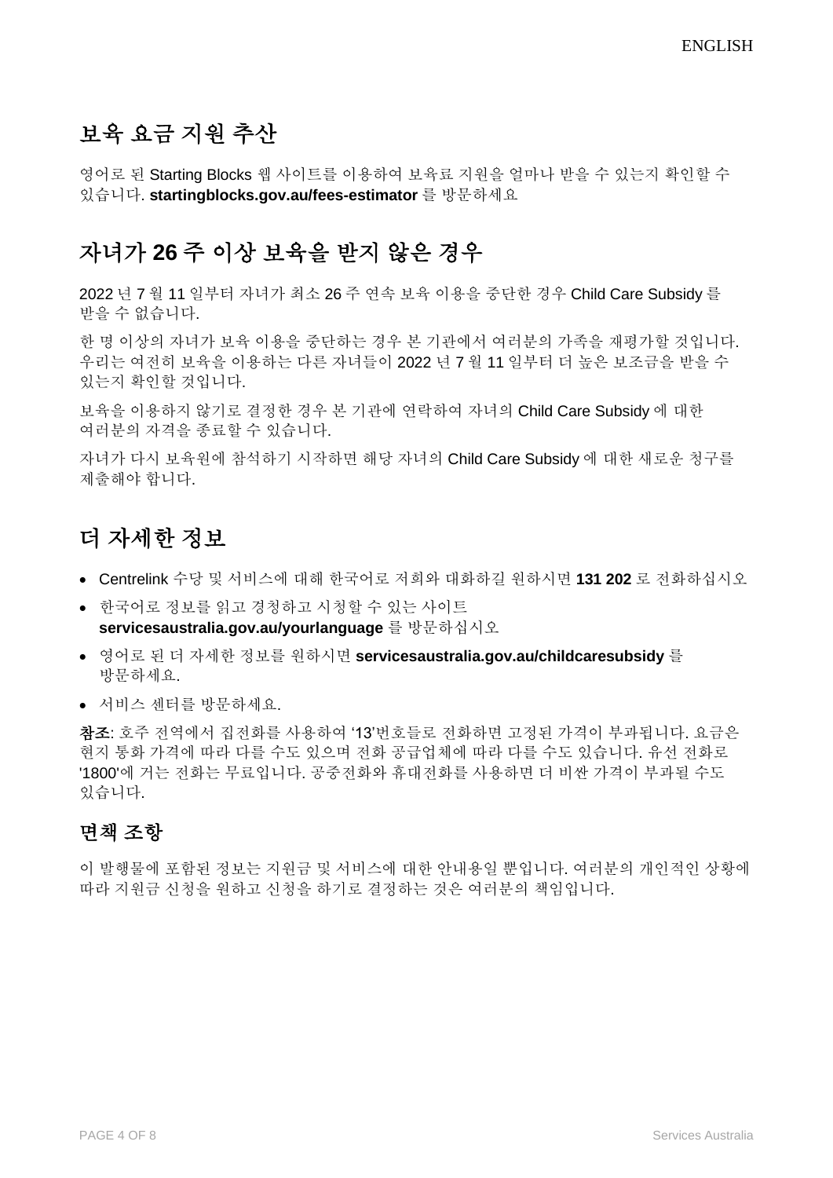## 보육 요금 지원 추산

영어로 된 Starting Blocks 웹 사이트를 이용하여 보육료 지원을 얼마나 받을 수 있는지 확인할 수 있습니다. **startingblocks.gov.au/fees-estimator** 를 방문하세요

## 자녀가 26 주 이상 보육을 받지 않은 경우

2022 년 7 월 11 일부터 자녀가 최소 26 주 연속 보육 이용을 중단한 경우 Child Care Subsidy 를 받을 수 없습니다.

한 명 이상의 자녀가 보육 이용을 중단하는 경우 본 기관에서 여러분의 가족을 재평가할 것입니다. 우리는 여전히 보육을 이용하는 다른 자녀들이 2022 년 7 월 11 일부터 더 높은 보조금을 받을 수 있는지 확인할 것입니다.

보육을 이용하지 않기로 결정한 경우 본 기관에 연락하여 자녀의 Child Care Subsidy 에 대한 여러분의 자격을 종료할 수 있습니다.

자녀가 다시 보육원에 참석하기 시작하면 해당 자녀의 Child Care Subsidy 에 대한 새로운 청구를 제출해야 합니다.

## 더 자세한 정보

- Centrelink 수당 및 서비스에 대해 한국어로 저희와 대화하길 원하시면 **131 202** 로 전화하십시오
- 한국어로 정보를 읽고 경청하고 시청할 수 있는 사이트 **servicesaustralia.gov.au/yourlanguage** 를 방문하십시오
- 영어로 된 더 자세한 정보를 원하시면 **servicesaustralia.gov.au/childcaresubsidy** 를 방문하세요.
- 서비스 센터를 방문하세요.

**참조**: 호주 전역에서 집전화를 사용하여 '13'번호들로 전화하면 고정된 가격이 부과됩니다. 요금은 현지 통화 가격에 따라 다를 수도 있으며 전화 공급업체에 따라 다를 수도 있습니다. 유선 전화로 '1800'에 거는 전화는 무료입니다. 공중전화와 휴대전화를 사용하면 더 비싼 가격이 부과될 수도 있습니다.

### 면책 조항

이 발행물에 포함된 정보는 지원금 및 서비스에 대한 안내용일 뿐입니다. 여러분의 개인적인 상황에 따라 지원금 신청을 원하고 신청을 하기로 결정하는 것은 여러분의 책임입니다.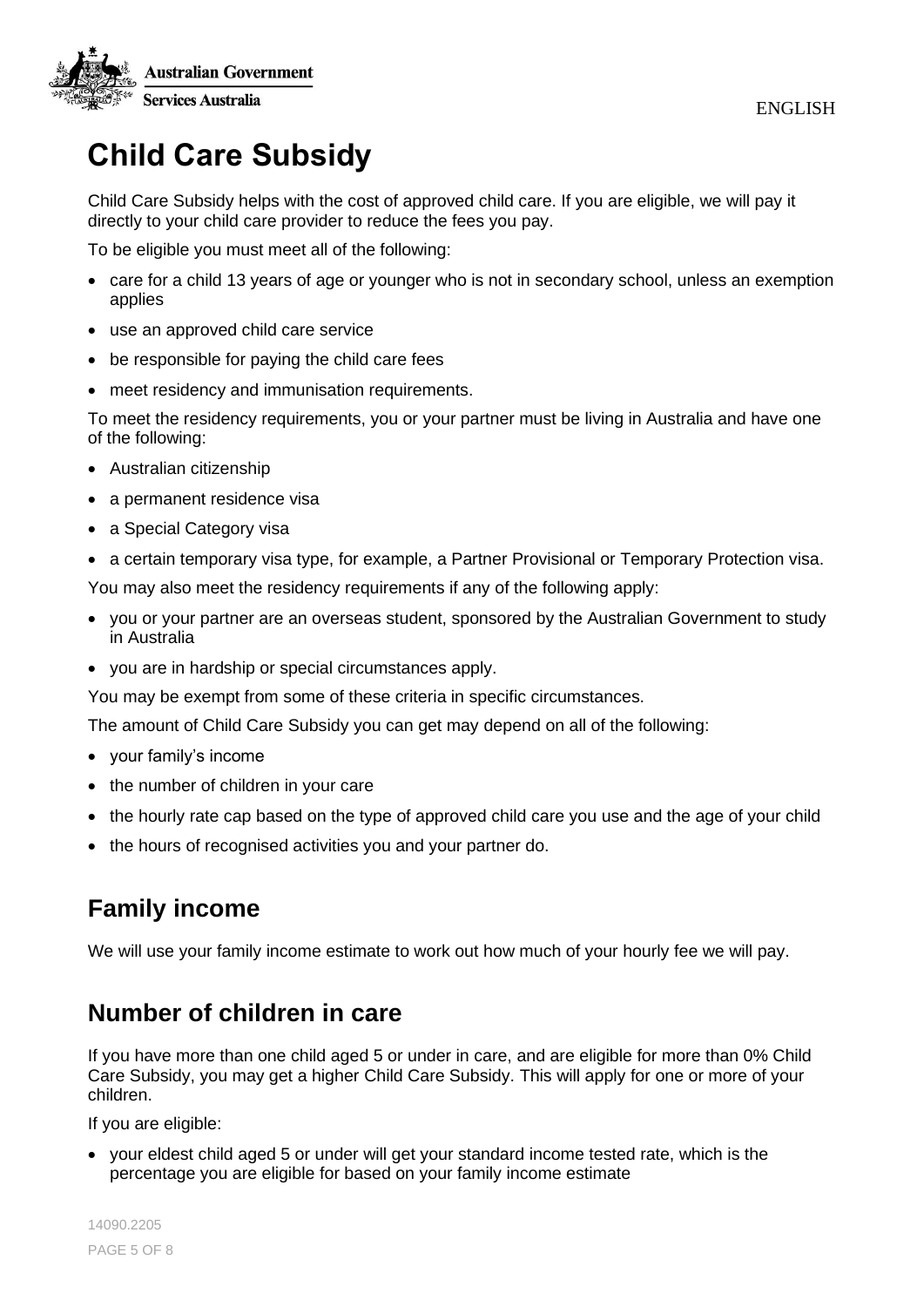# Child Care Subsidy

Child Care Subsidy helps with the cost of approved child care. If you are eligible, we will pay it directly to your child care provider to reduce the fees you pay.

To be eligible you must meet all of the following:

- care for a child 13 years of age or younger who is not in secondary school, unless an exemption applies
- use an approved child care service
- be responsible for paying the child care fees
- meet residency and immunisation requirements.

To meet the residency requirements, you or your partner must be living in Australia and have one of the following:

- Australian citizenship
- a permanent residence visa
- a Special Category visa
- a certain temporary visa type, for example, a Partner Provisional or Temporary Protection visa.

You may also meet the residency requirements if any of the following apply:

- you or your partner are an overseas student, sponsored by the Australian Government to study in Australia
- you are in hardship or special circumstances apply.

You may be exempt from some of these criteria in specific circumstances.

The amount of Child Care Subsidy you can get may depend on all of the following:

- your family's income
- the number of children in your care
- the hourly rate cap based on the type of approved child care you use and the age of your child
- the hours of recognised activities you and your partner do.

## Family income

We will use your family income estimate to work out how much of your hourly fee we will pay.

## Number of children in care

If you have more than one child aged 5 or under in care, and are eligible for more than 0% Child Care Subsidy, you may get a higher Child Care Subsidy. This will apply for one or more of your children.

If you are eligible:

- your eldest child aged 5 or under will get your standard income tested rate, which is the percentage you are eligible for based on your family income estimate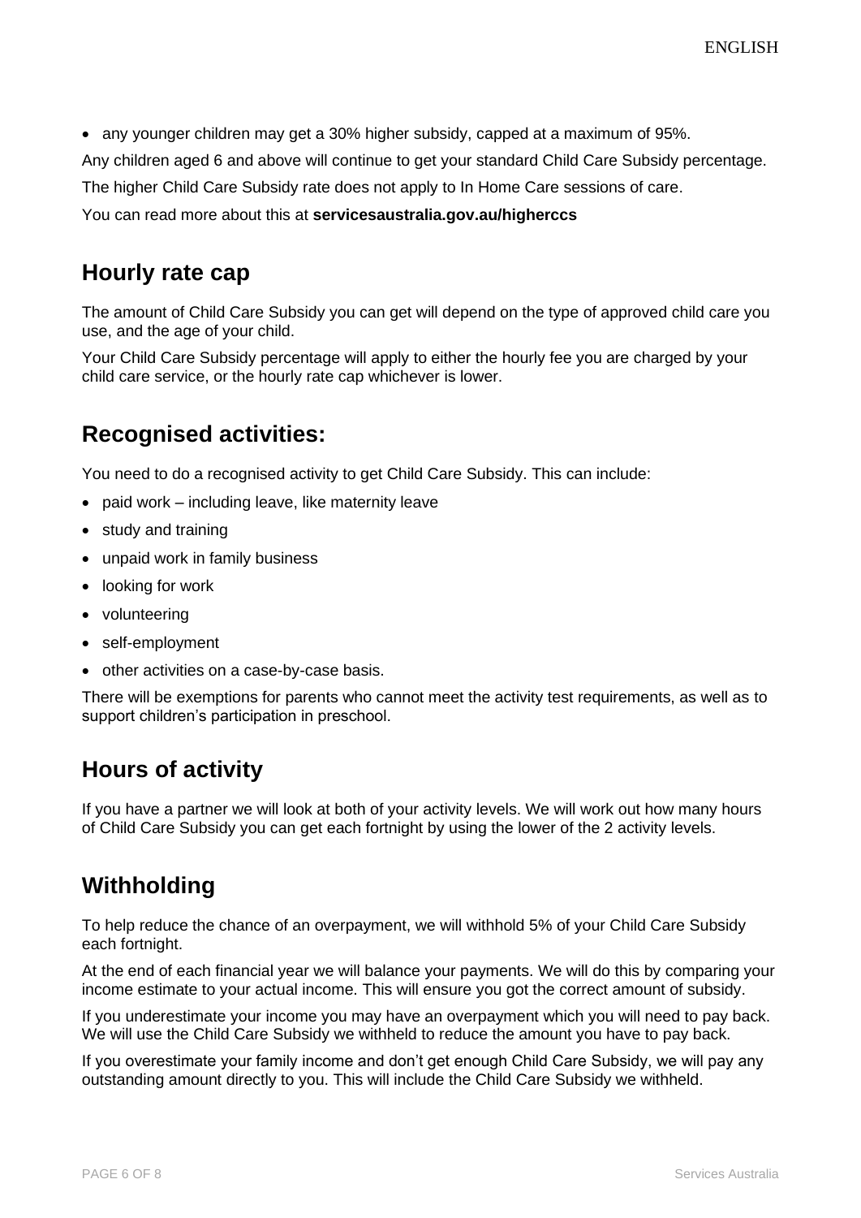- any younger children may get a 30% higher subsidy, capped at a maximum of 95%.

Any children aged 6 and above will continue to get your standard Child Care Subsidy percentage.

The higher Child Care Subsidy rate does not apply to In Home Care sessions of care.

You can read more about this at **servicesaustralia.gov.au/higherccs**

## Hourly rate cap

The amount of Child Care Subsidy you can get will depend on the type of approved child care you use, and the age of your child.

Your Child Care Subsidy percentage will apply to either the hourly fee you are charged by your child care service, or the hourly rate cap whichever is lower.

## Recognised activities:

You need to do a recognised activity to get Child Care Subsidy. This can include:

- paid work – including leave, like maternity leave
- study and training
- unpaid work in family business
- looking for work
- volunteering
- self-employment
- other activities on a case-by-case basis.

There will be exemptions for parents who cannot meet the activity test requirements, as well as to support children's participation in preschool.

## Hours of activity

If you have a partner we will look at both of your activity levels. We will work out how many hours of Child Care Subsidy you can get each fortnight by using the lower of the 2 activity levels.

## Withholding

To help reduce the chance of an overpayment, we will withhold 5% of your Child Care Subsidy each fortnight.

At the end of each financial year we will balance your payments. We will do this by comparing your income estimate to your actual income. This will ensure you got the correct amount of subsidy.

If you underestimate your income you may have an overpayment which you will need to pay back. We will use the Child Care Subsidy we withheld to reduce the amount you have to pay back.

If you overestimate your family income and don't get enough Child Care Subsidy, we will pay any outstanding amount directly to you. This will include the Child Care Subsidy we withheld.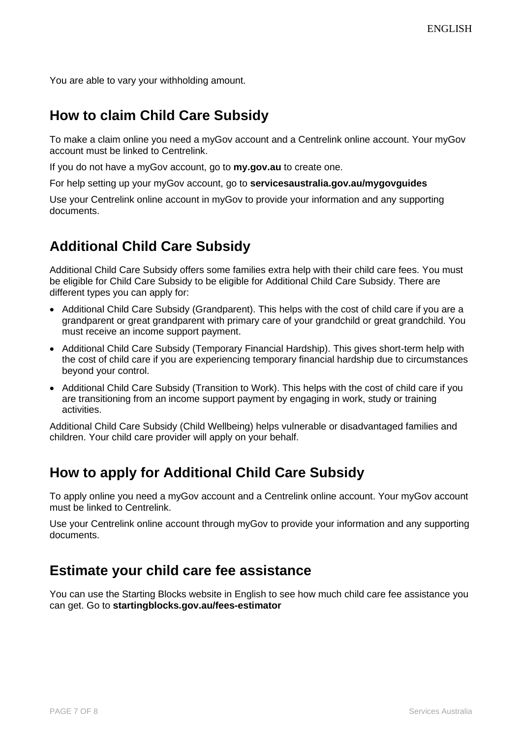You are able to vary your withholding amount.

## How to claim Child Care Subsidy

To make a claim online you need a myGov account and a Centrelink online account. Your myGov account must be linked to Centrelink.

If you do not have a myGov account, go to **my.gov.au** to create one.

For help setting up your myGov account, go to **servicesaustralia.gov.au/mygovguides**

Use your Centrelink online account in myGov to provide your information and any supporting documents.

## Additional Child Care Subsidy

Additional Child Care Subsidy offers some families extra help with their child care fees. You must be eligible for Child Care Subsidy to be eligible for Additional Child Care Subsidy. There are different types you can apply for:

- Additional Child Care Subsidy (Grandparent). This helps with the cost of child care if you are a grandparent or great grandparent with primary care of your grandchild or great grandchild. You must receive an income support payment.
- Additional Child Care Subsidy (Temporary Financial Hardship). This gives short-term help with the cost of child care if you are experiencing temporary financial hardship due to circumstances beyond your control.
- Additional Child Care Subsidy (Transition to Work). This helps with the cost of child care if you are transitioning from an income support payment by engaging in work, study or training activities.

Additional Child Care Subsidy (Child Wellbeing) helps vulnerable or disadvantaged families and children. Your child care provider will apply on your behalf.

## How to apply for Additional Child Care Subsidy

To apply online you need a myGov account and a Centrelink online account. Your myGov account must be linked to Centrelink.

Use your Centrelink online account through myGov to provide your information and any supporting documents.

## Estimate your child care fee assistance

You can use the Starting Blocks website in English to see how much child care fee assistance you can get. Go to **startingblocks.gov.au/fees-estimator**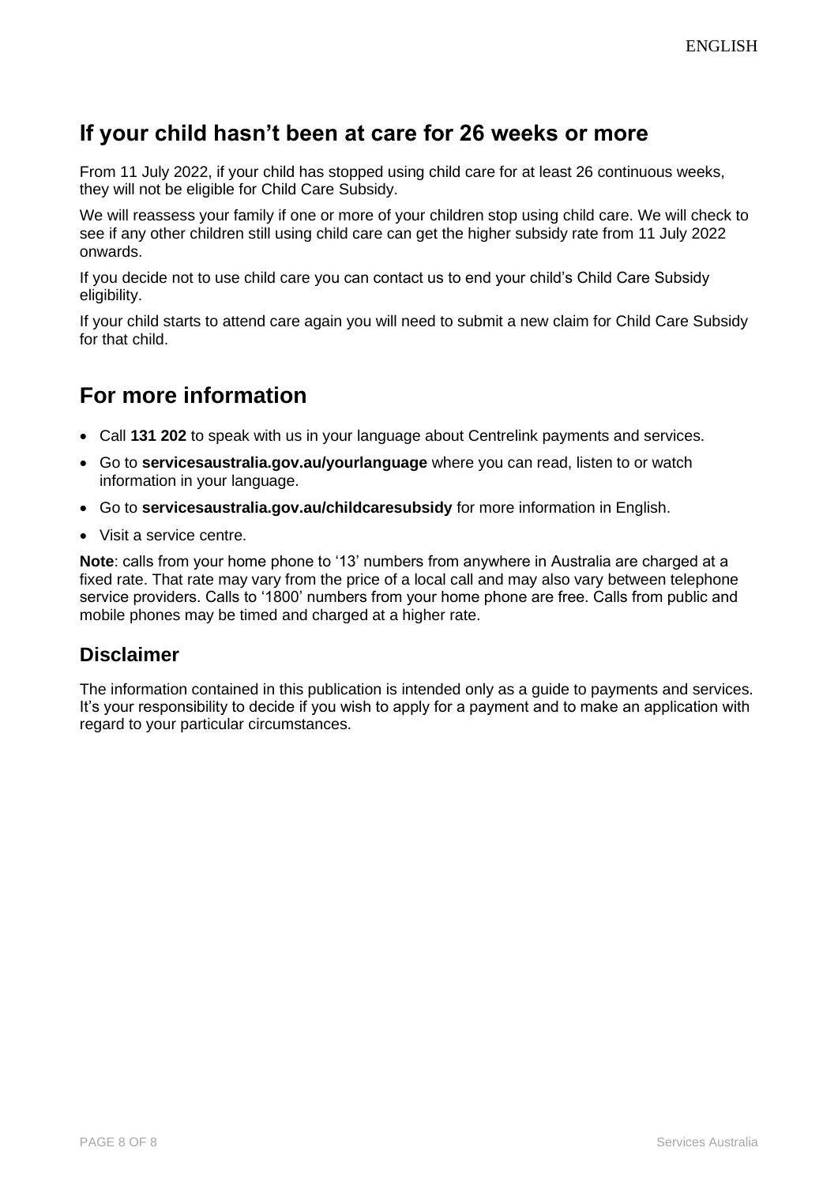## If your child hasn't been at care for 26 weeks or more

From 11 July 2022, if your child has stopped using child care for at least 26 continuous weeks, they will not be eligible for Child Care Subsidy.

We will reassess your family if one or more of your children stop using child care. We will check to see if any other children still using child care can get the higher subsidy rate from 11 July 2022 onwards.

If you decide not to use child care you can contact us to end your child's Child Care Subsidy eligibility.

If your child starts to attend care again you will need to submit a new claim for Child Care Subsidy for that child.

## For more information

- Call **131 202** to speak with us in your language about Centrelink payments and services.
- Go to **servicesaustralia.gov.au/yourlanguage** where you can read, listen to or watch information in your language.
- Go to **servicesaustralia.gov.au/childcaresubsidy** for more information in English.
- Visit a service centre.

**Note**: calls from your home phone to '13' numbers from anywhere in Australia are charged at a fixed rate. That rate may vary from the price of a local call and may also vary between telephone service providers. Calls to '1800' numbers from your home phone are free. Calls from public and mobile phones may be timed and charged at a higher rate.

### Disclaimer

The information contained in this publication is intended only as a guide to payments and services. It's your responsibility to decide if you wish to apply for a payment and to make an application with regard to your particular circumstances.